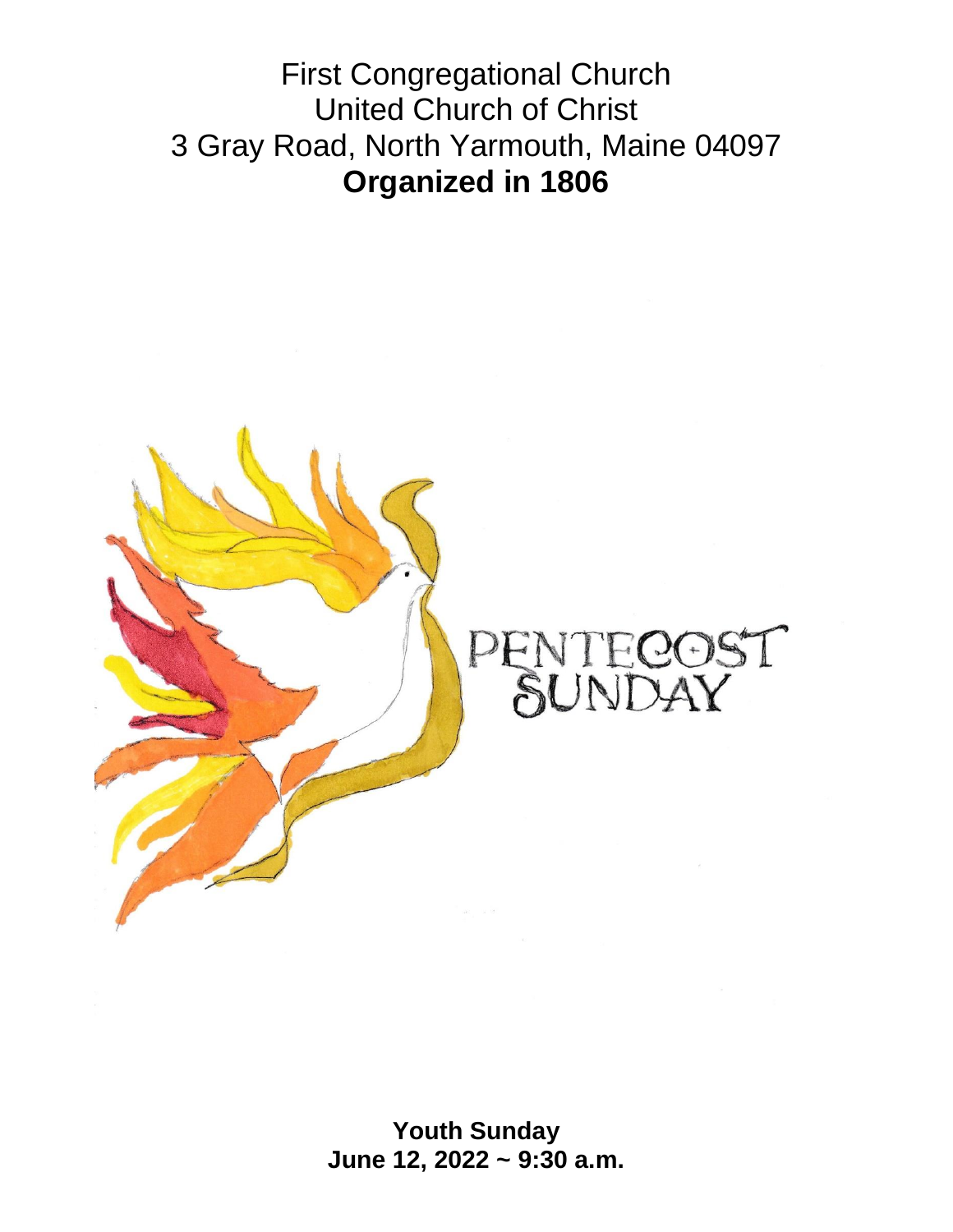First Congregational Church
United Church of Christ
3 Gray Road, North Yarmouth, Maine 04097
**Organized in 1806**

PENTECOST SUNDAY

**Youth Sunday**
**June 12, 2022 ~ 9:30 a.m.**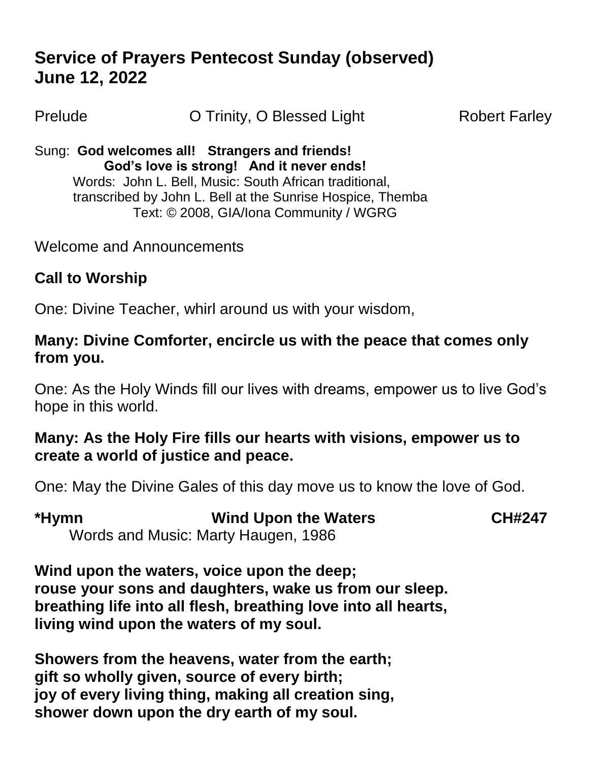# Service of Prayers Pentecost Sunday (observed)
# June 12, 2022

Prelude O Trinity, O Blessed Light Robert Farley

Sung: **God welcomes all! Strangers and friends!**
**God's love is strong! And it never ends!**
Words: John L. Bell, Music: South African traditional,
transcribed by John L. Bell at the Sunrise Hospice, Themba
Text: © 2008, GIA/Iona Community / WGRG

Welcome and Announcements

## Call to Worship

One: Divine Teacher, whirl around us with your wisdom,

**Many: Divine Comforter, encircle us with the peace that comes only from you.**

One: As the Holy Winds fill our lives with dreams, empower us to live God's hope in this world.

**Many: As the Holy Fire fills our hearts with visions, empower us to create a world of justice and peace.**

One: May the Divine Gales of this day move us to know the love of God.

**\*Hymn Wind Upon the Waters CH#247**
Words and Music: Marty Haugen, 1986

**Wind upon the waters, voice upon the deep;**
**rouse your sons and daughters, wake us from our sleep.**
**breathing life into all flesh, breathing love into all hearts,**
**living wind upon the waters of my soul.**

**Showers from the heavens, water from the earth;**
**gift so wholly given, source of every birth;**
**joy of every living thing, making all creation sing,**
**shower down upon the dry earth of my soul.**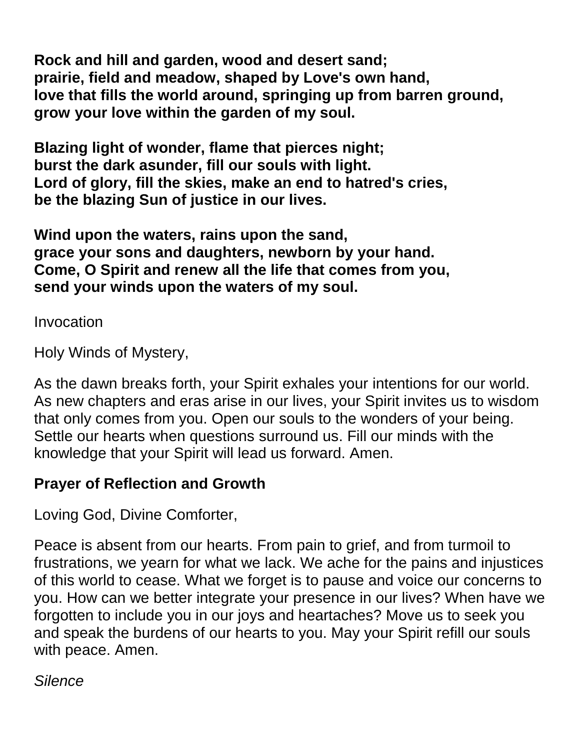**Rock and hill and garden, wood and desert sand;**
**prairie, field and meadow, shaped by Love's own hand,**
**love that fills the world around, springing up from barren ground,**
**grow your love within the garden of my soul.**

**Blazing light of wonder, flame that pierces night;**
**burst the dark asunder, fill our souls with light.**
**Lord of glory, fill the skies, make an end to hatred's cries,**
**be the blazing Sun of justice in our lives.**

**Wind upon the waters, rains upon the sand,**
**grace your sons and daughters, newborn by your hand.**
**Come, O Spirit and renew all the life that comes from you,**
**send your winds upon the waters of my soul.**

Invocation

Holy Winds of Mystery,

As the dawn breaks forth, your Spirit exhales your intentions for our world. As new chapters and eras arise in our lives, your Spirit invites us to wisdom that only comes from you. Open our souls to the wonders of your being. Settle our hearts when questions surround us. Fill our minds with the knowledge that your Spirit will lead us forward. Amen.

**Prayer of Reflection and Growth**

Loving God, Divine Comforter,

Peace is absent from our hearts. From pain to grief, and from turmoil to frustrations, we yearn for what we lack. We ache for the pains and injustices of this world to cease. What we forget is to pause and voice our concerns to you. How can we better integrate your presence in our lives? When have we forgotten to include you in our joys and heartaches? Move us to seek you and speak the burdens of our hearts to you. May your Spirit refill our souls with peace. Amen.

*Silence*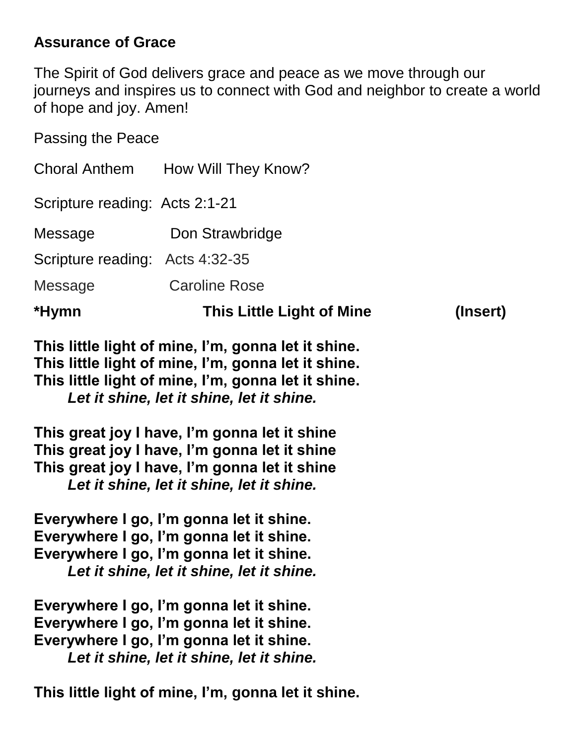**Assurance of Grace**

The Spirit of God delivers grace and peace as we move through our journeys and inspires us to connect with God and neighbor to create a world of hope and joy. Amen!

Passing the Peace

Choral Anthem  How Will They Know?

Scripture reading: Acts 2:1-21

Message  Don Strawbridge

Scripture reading: Acts 4:32-35

Message  Caroline Rose

**\*Hymn  This Little Light of Mine  (Insert)**

**This little light of mine, I'm, gonna let it shine.**
**This little light of mine, I'm, gonna let it shine.**
**This little light of mine, I'm, gonna let it shine.**
***Let it shine, let it shine, let it shine.***

**This great joy I have, I'm gonna let it shine**
**This great joy I have, I'm gonna let it shine**
**This great joy I have, I'm gonna let it shine**
***Let it shine, let it shine, let it shine.***

**Everywhere I go, I'm gonna let it shine.**
**Everywhere I go, I'm gonna let it shine.**
**Everywhere I go, I'm gonna let it shine.**
***Let it shine, let it shine, let it shine.***

**Everywhere I go, I'm gonna let it shine.**
**Everywhere I go, I'm gonna let it shine.**
**Everywhere I go, I'm gonna let it shine.**
***Let it shine, let it shine, let it shine.***

**This little light of mine, I'm, gonna let it shine.**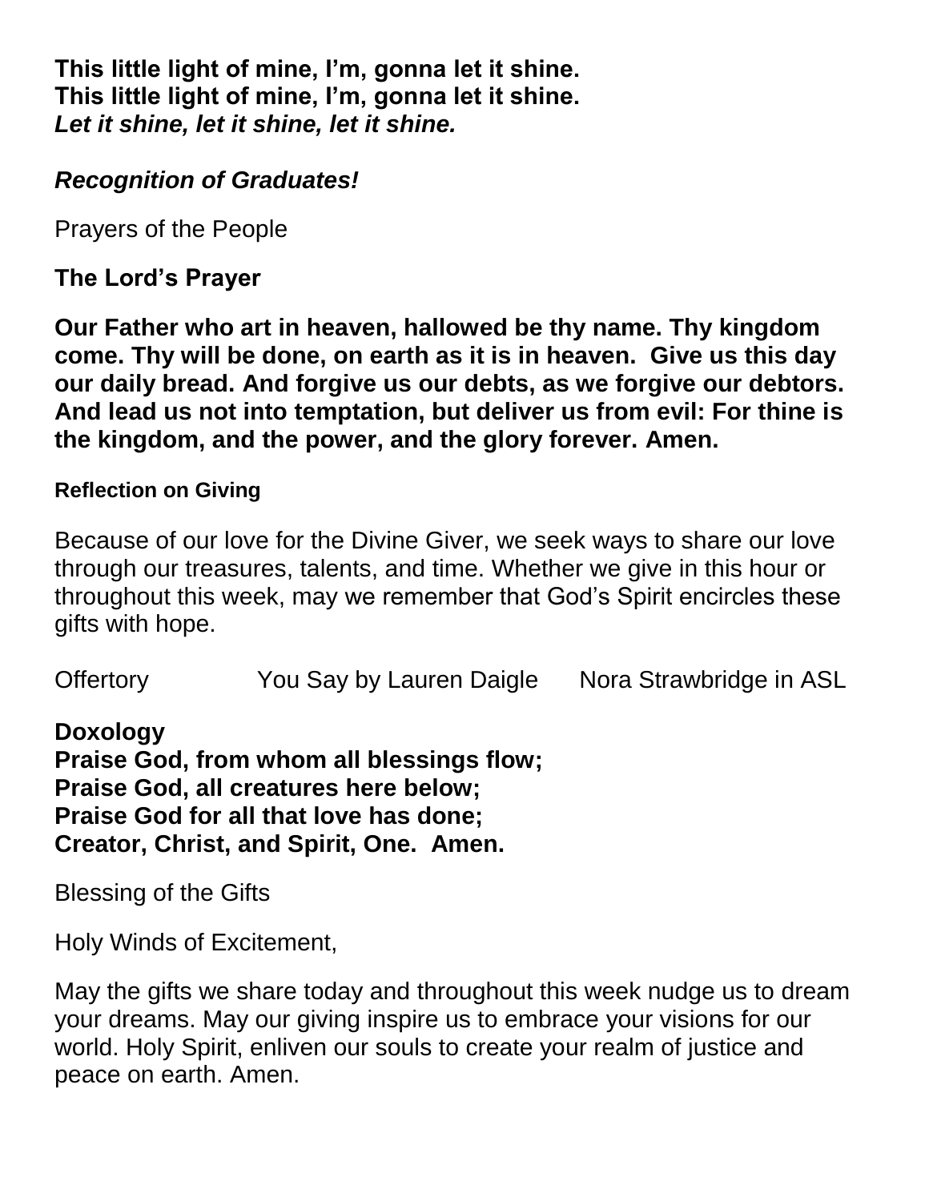**This little light of mine, I'm, gonna let it shine.**
**This little light of mine, I'm, gonna let it shine.**
***Let it shine, let it shine, let it shine.***

***Recognition of Graduates!***

Prayers of the People

**The Lord's Prayer**

**Our Father who art in heaven, hallowed be thy name. Thy kingdom come. Thy will be done, on earth as it is in heaven. Give us this day our daily bread. And forgive us our debts, as we forgive our debtors. And lead us not into temptation, but deliver us from evil: For thine is the kingdom, and the power, and the glory forever. Amen.**

**Reflection on Giving**

Because of our love for the Divine Giver, we seek ways to share our love through our treasures, talents, and time. Whether we give in this hour or throughout this week, may we remember that God's Spirit encircles these gifts with hope.

Offertory          You Say by Lauren Daigle          Nora Strawbridge in ASL

**Doxology**
**Praise God, from whom all blessings flow;**
**Praise God, all creatures here below;**
**Praise God for all that love has done;**
**Creator, Christ, and Spirit, One. Amen.**

Blessing of the Gifts

Holy Winds of Excitement,

May the gifts we share today and throughout this week nudge us to dream your dreams. May our giving inspire us to embrace your visions for our world. Holy Spirit, enliven our souls to create your realm of justice and peace on earth. Amen.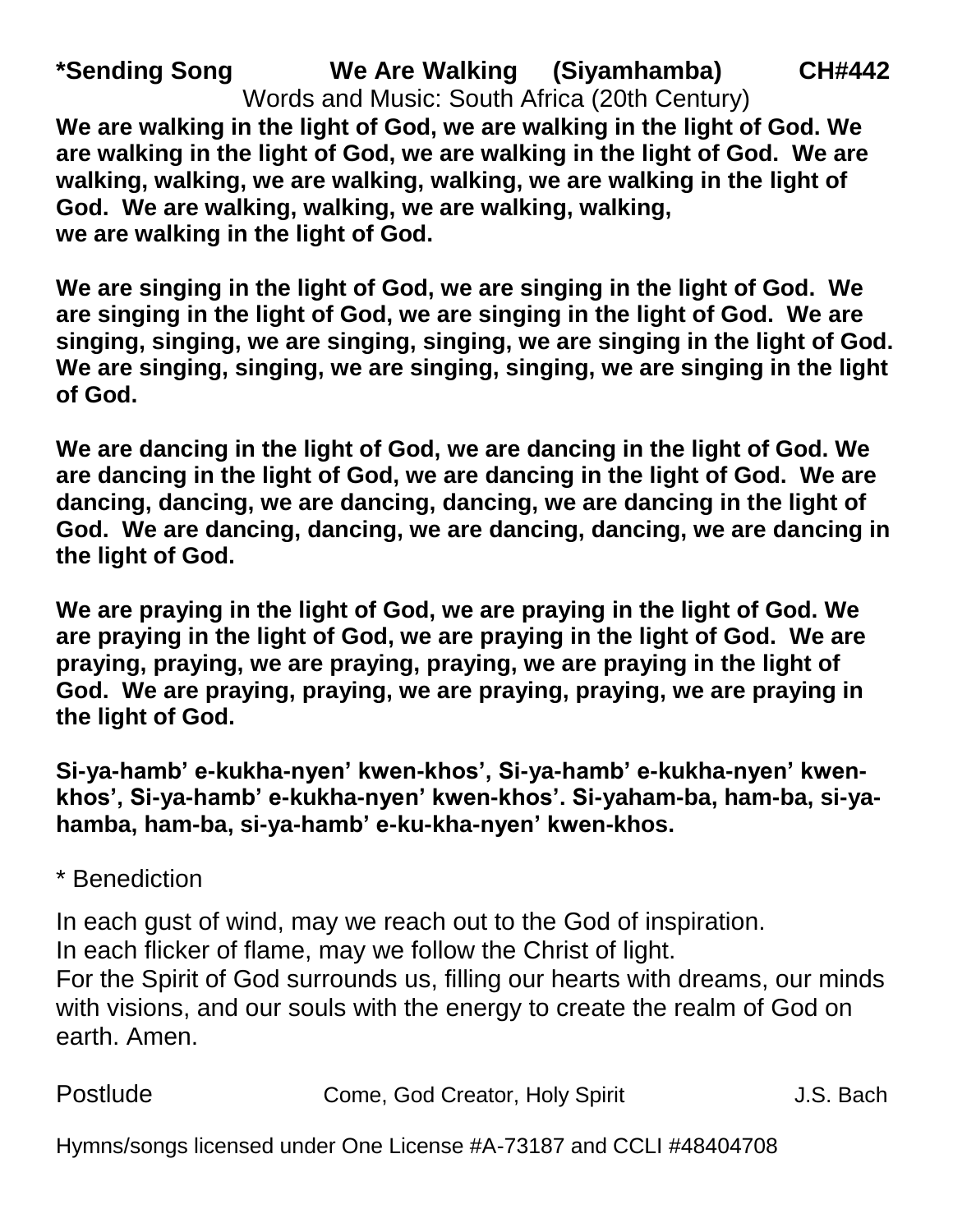**\*Sending Song We Are Walking (Siyamhamba) CH#442**

Words and Music: South Africa (20th Century)

**We are walking in the light of God, we are walking in the light of God. We are walking in the light of God, we are walking in the light of God. We are walking, walking, we are walking, walking, we are walking in the light of God. We are walking, walking, we are walking, walking, we are walking in the light of God.**

**We are singing in the light of God, we are singing in the light of God. We are singing in the light of God, we are singing in the light of God. We are singing, singing, we are singing, singing, we are singing in the light of God. We are singing, singing, we are singing, singing, we are singing in the light of God.**

**We are dancing in the light of God, we are dancing in the light of God. We are dancing in the light of God, we are dancing in the light of God. We are dancing, dancing, we are dancing, dancing, we are dancing in the light of God. We are dancing, dancing, we are dancing, dancing, we are dancing in the light of God.**

**We are praying in the light of God, we are praying in the light of God. We are praying in the light of God, we are praying in the light of God. We are praying, praying, we are praying, praying, we are praying in the light of God. We are praying, praying, we are praying, praying, we are praying in the light of God.**

**Si-ya-hamb' e-kukha-nyen' kwen-khos', Si-ya-hamb' e-kukha-nyen' kwen-khos', Si-ya-hamb' e-kukha-nyen' kwen-khos'. Si-yaham-ba, ham-ba, si-ya-hamba, ham-ba, si-ya-hamb' e-ku-kha-nyen' kwen-khos.**

\* Benediction

In each gust of wind, may we reach out to the God of inspiration.
In each flicker of flame, may we follow the Christ of light.
For the Spirit of God surrounds us, filling our hearts with dreams, our minds with visions, and our souls with the energy to create the realm of God on earth. Amen.

Postlude Come, God Creator, Holy Spirit J.S. Bach

Hymns/songs licensed under One License #A-73187 and CCLI #48404708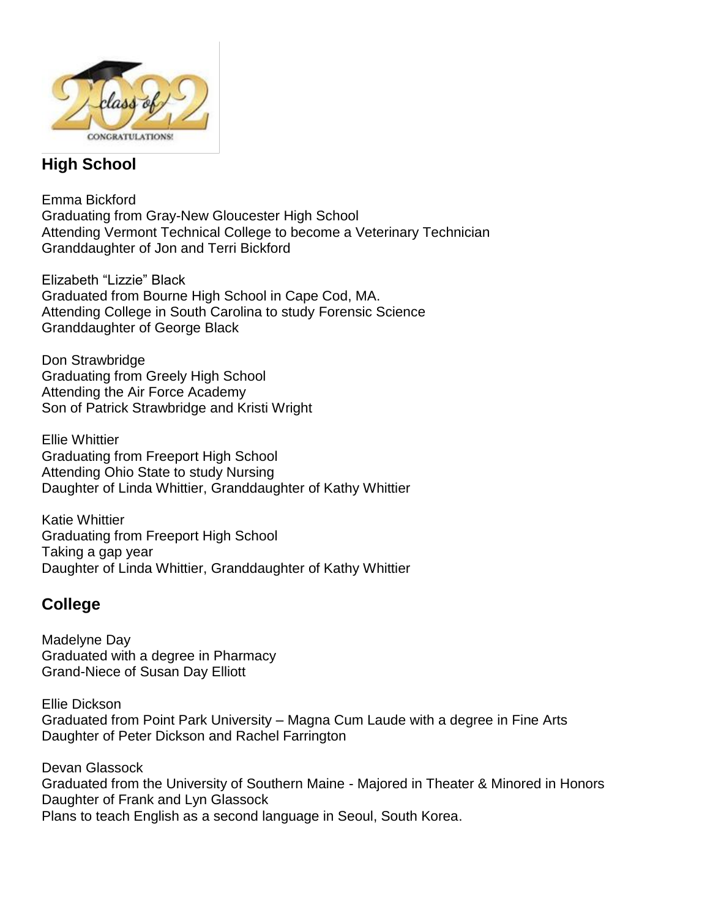## High School

Emma Bickford
Graduating from Gray-New Gloucester High School
Attending Vermont Technical College to become a Veterinary Technician
Granddaughter of Jon and Terri Bickford

Elizabeth "Lizzie" Black
Graduated from Bourne High School in Cape Cod, MA.
Attending College in South Carolina to study Forensic Science
Granddaughter of George Black

Don Strawbridge
Graduating from Greely High School
Attending the Air Force Academy
Son of Patrick Strawbridge and Kristi Wright

Ellie Whittier
Graduating from Freeport High School
Attending Ohio State to study Nursing
Daughter of Linda Whittier, Granddaughter of Kathy Whittier

Katie Whittier
Graduating from Freeport High School
Taking a gap year
Daughter of Linda Whittier, Granddaughter of Kathy Whittier

## College

Madelyne Day
Graduated with a degree in Pharmacy
Grand-Niece of Susan Day Elliott

Ellie Dickson
Graduated from Point Park University – Magna Cum Laude with a degree in Fine Arts
Daughter of Peter Dickson and Rachel Farrington

Devan Glassock
Graduated from the University of Southern Maine - Majored in Theater & Minored in Honors
Daughter of Frank and Lyn Glassock
Plans to teach English as a second language in Seoul, South Korea.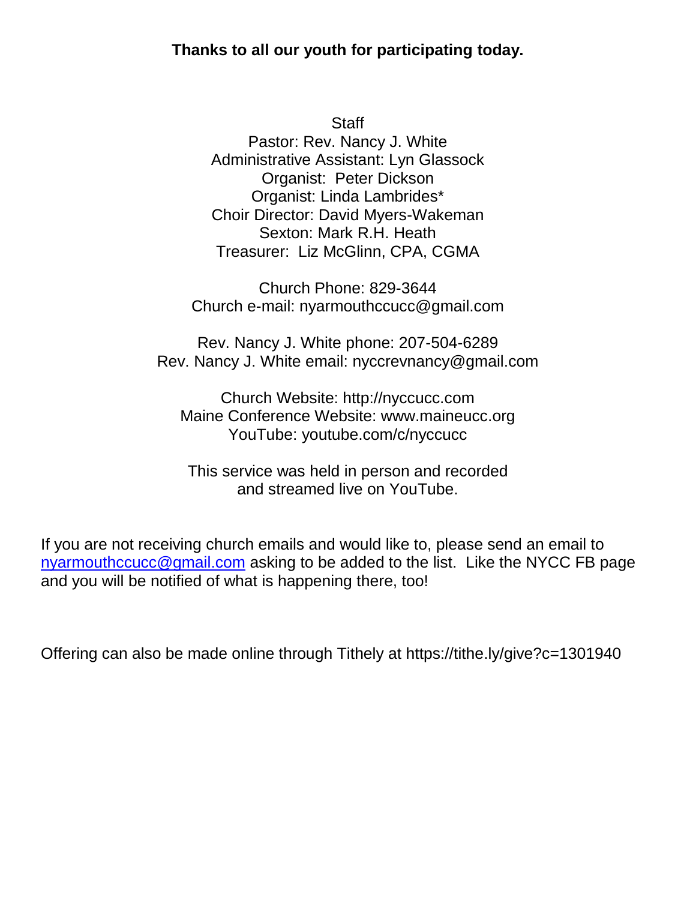**Thanks to all our youth for participating today.**

Staff
Pastor: Rev. Nancy J. White
Administrative Assistant: Lyn Glassock
Organist: Peter Dickson
Organist: Linda Lambrides*
Choir Director: David Myers-Wakeman
Sexton: Mark R.H. Heath
Treasurer: Liz McGlinn, CPA, CGMA

Church Phone: 829-3644
Church e-mail: nyarmouthccucc@gmail.com

Rev. Nancy J. White phone: 207-504-6289
Rev. Nancy J. White email: nyccrevnancy@gmail.com

Church Website: http://nyccucc.com
Maine Conference Website: www.maineucc.org
YouTube: youtube.com/c/nyccucc

This service was held in person and recorded
and streamed live on YouTube.

If you are not receiving church emails and would like to, please send an email to nyarmouthccucc@gmail.com asking to be added to the list. Like the NYCC FB page and you will be notified of what is happening there, too!

Offering can also be made online through Tithely at https://tithe.ly/give?c=1301940